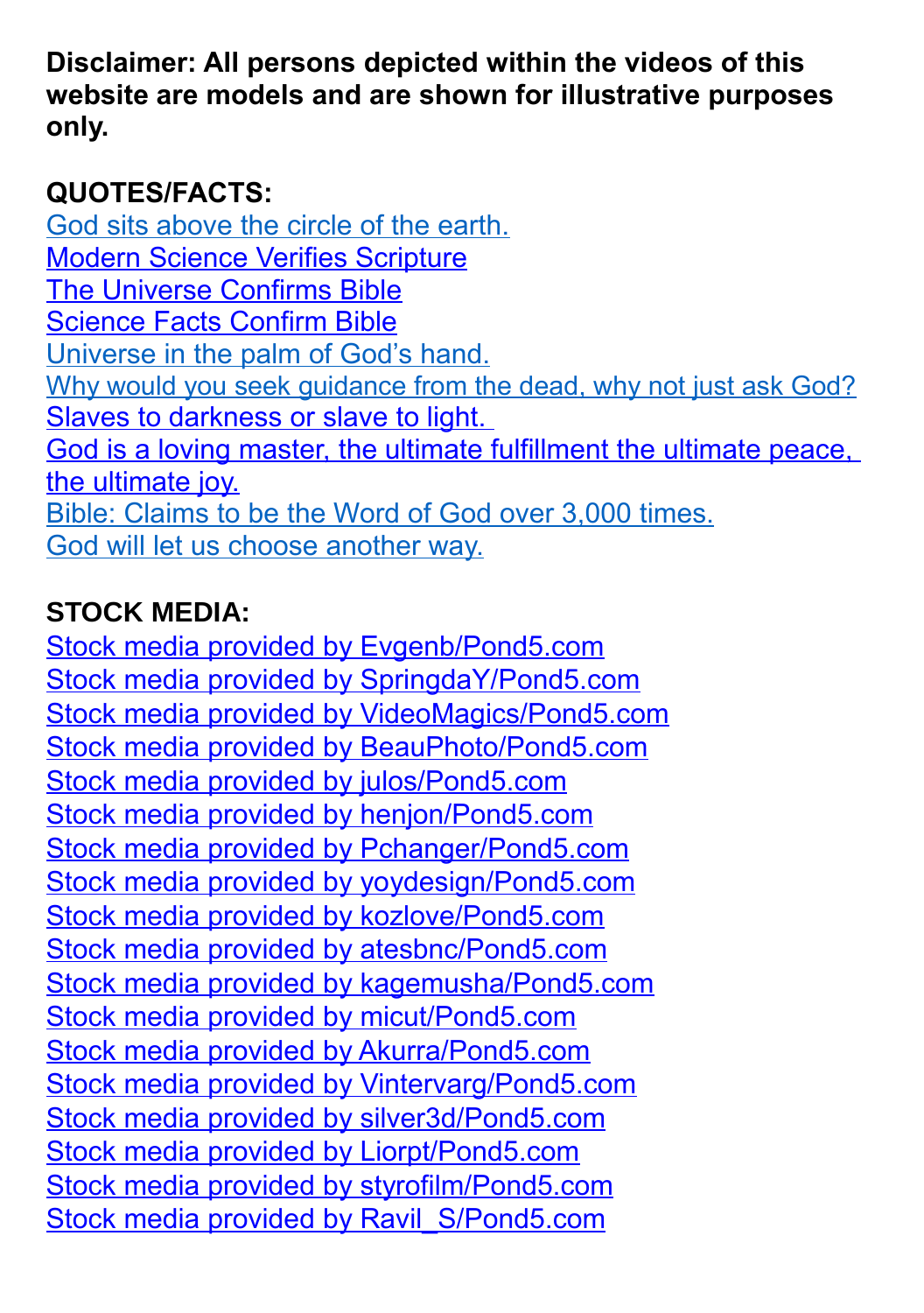**Disclaimer: All persons depicted within the videos of this website are models and are shown for illustrative purposes only.**

**QUOTES/FACTS:**

God sits above the circle of the earth.
Modern Science Verifies Scripture
The Universe Confirms Bible
Science Facts Confirm Bible
Universe in the palm of God's hand.
Why would you seek guidance from the dead, why not just ask God?
Slaves to darkness or slave to light.
God is a loving master, the ultimate fulfillment the ultimate peace, the ultimate joy.
Bible: Claims to be the Word of God over 3,000 times.
God will let us choose another way.

**STOCK MEDIA:**

Stock media provided by Evgenb/Pond5.com
Stock media provided by SpringdaY/Pond5.com
Stock media provided by VideoMagics/Pond5.com
Stock media provided by BeauPhoto/Pond5.com
Stock media provided by julos/Pond5.com
Stock media provided by henjon/Pond5.com
Stock media provided by Pchanger/Pond5.com
Stock media provided by yoydesign/Pond5.com
Stock media provided by kozlove/Pond5.com
Stock media provided by atesbnc/Pond5.com
Stock media provided by kagemusha/Pond5.com
Stock media provided by micut/Pond5.com
Stock media provided by Akurra/Pond5.com
Stock media provided by Vintervarg/Pond5.com
Stock media provided by silver3d/Pond5.com
Stock media provided by Liorpt/Pond5.com
Stock media provided by styrofilm/Pond5.com
Stock media provided by Ravil_S/Pond5.com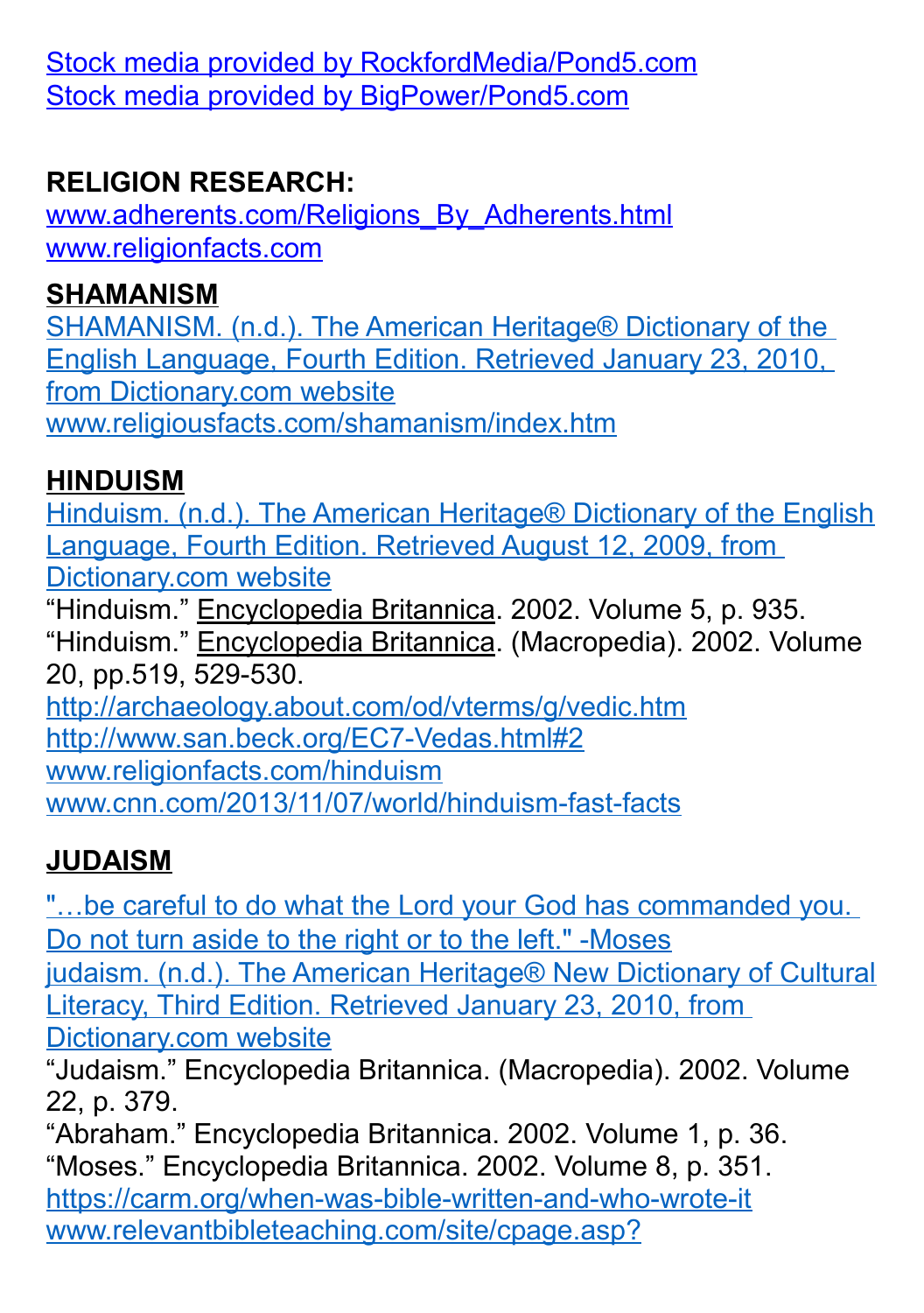Stock media provided by RockfordMedia/Pond5.com
Stock media provided by BigPower/Pond5.com

**RELIGION RESEARCH:**
www.adherents.com/Religions_By_Adherents.html
www.religionfacts.com

**SHAMANISM**

SHAMANISM. (n.d.). The American Heritage® Dictionary of the English Language, Fourth Edition. Retrieved January 23, 2010, from Dictionary.com website
www.religiousfacts.com/shamanism/index.htm

**HINDUISM**

Hinduism. (n.d.). The American Heritage® Dictionary of the English Language, Fourth Edition. Retrieved August 12, 2009, from Dictionary.com website
"Hinduism." Encyclopedia Britannica. 2002. Volume 5, p. 935.
"Hinduism." Encyclopedia Britannica. (Macropedia). 2002. Volume 20, pp.519, 529-530.
http://archaeology.about.com/od/vterms/g/vedic.htm
http://www.san.beck.org/EC7-Vedas.html#2
www.religionfacts.com/hinduism
www.cnn.com/2013/11/07/world/hinduism-fast-facts

**JUDAISM**

"…be careful to do what the Lord your God has commanded you. Do not turn aside to the right or to the left." -Moses
judaism. (n.d.). The American Heritage® New Dictionary of Cultural Literacy, Third Edition. Retrieved January 23, 2010, from Dictionary.com website
"Judaism." Encyclopedia Britannica. (Macropedia). 2002. Volume 22, p. 379.
"Abraham." Encyclopedia Britannica. 2002. Volume 1, p. 36.
"Moses." Encyclopedia Britannica. 2002. Volume 8, p. 351.
https://carm.org/when-was-bible-written-and-who-wrote-it
www.relevantbibleteaching.com/site/cpage.asp?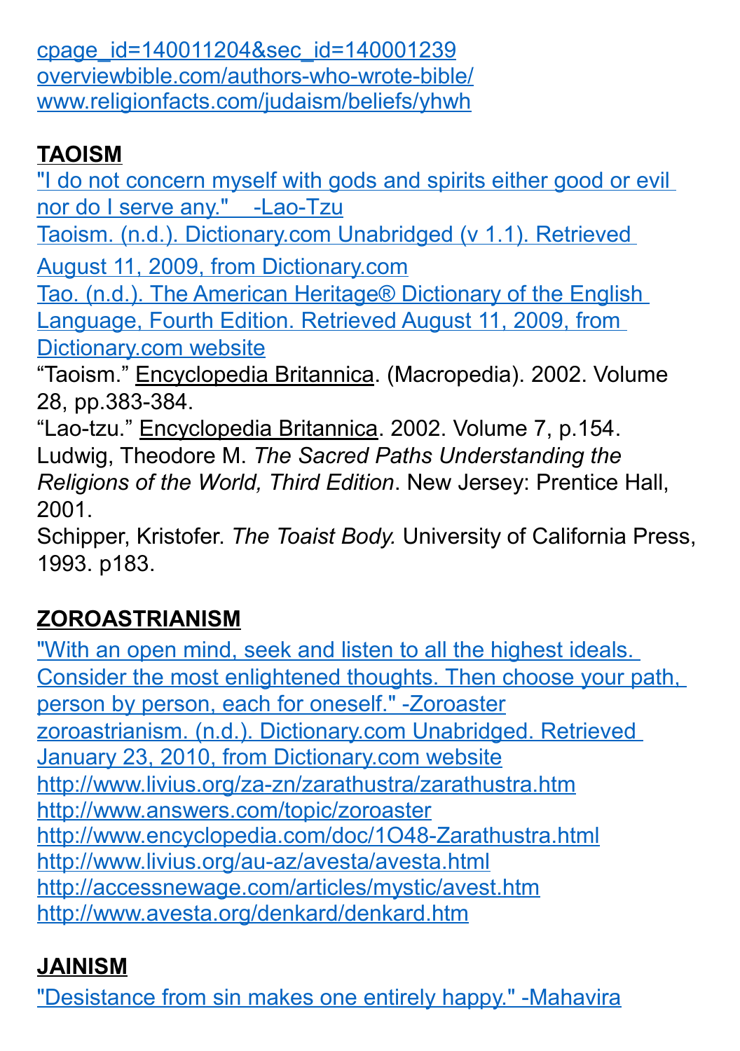cpage_id=140011204&sec_id=140001239
overviewbible.com/authors-who-wrote-bible/
www.religionfacts.com/judaism/beliefs/yhwh

**TAOISM**

"I do not concern myself with gods and spirits either good or evil nor do I serve any."    -Lao-Tzu

Taoism. (n.d.). Dictionary.com Unabridged (v 1.1). Retrieved August 11, 2009, from Dictionary.com

Tao. (n.d.). The American Heritage® Dictionary of the English Language, Fourth Edition. Retrieved August 11, 2009, from Dictionary.com website

"Taoism." Encyclopedia Britannica. (Macropedia). 2002. Volume 28, pp.383-384.

"Lao-tzu." Encyclopedia Britannica. 2002. Volume 7, p.154.

Ludwig, Theodore M. *The Sacred Paths Understanding the Religions of the World, Third Edition*. New Jersey: Prentice Hall, 2001.

Schipper, Kristofer. *The Toaist Body.* University of California Press, 1993. p183.

**ZOROASTRIANISM**

"With an open mind, seek and listen to all the highest ideals. Consider the most enlightened thoughts. Then choose your path, person by person, each for oneself." -Zoroaster

zoroastrianism. (n.d.). Dictionary.com Unabridged. Retrieved January 23, 2010, from Dictionary.com website

http://www.livius.org/za-zn/zarathustra/zarathustra.htm
http://www.answers.com/topic/zoroaster
http://www.encyclopedia.com/doc/1O48-Zarathustra.html
http://www.livius.org/au-az/avesta/avesta.html
http://accessnewage.com/articles/mystic/avest.htm
http://www.avesta.org/denkard/denkard.htm

**JAINISM**

"Desistance from sin makes one entirely happy." -Mahavira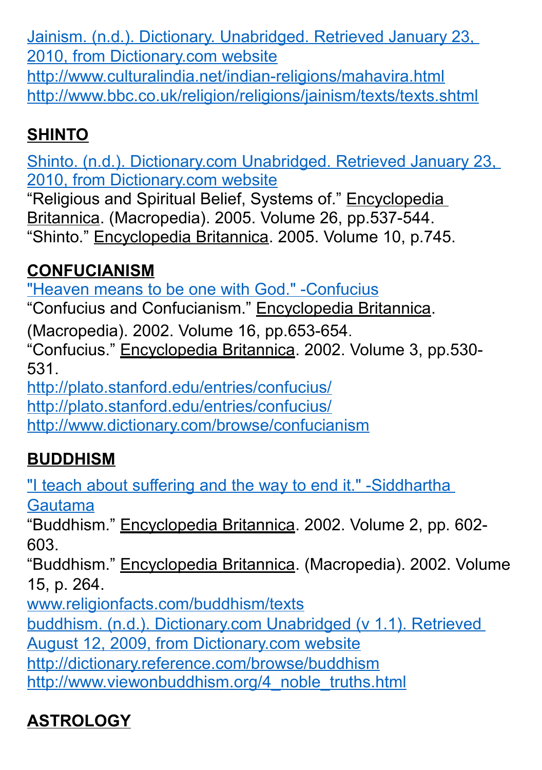Jainism. (n.d.). Dictionary. Unabridged. Retrieved January 23, 2010, from Dictionary.com website
http://www.culturalindia.net/indian-religions/mahavira.html
http://www.bbc.co.uk/religion/religions/jainism/texts/texts.shtml

**SHINTO**

Shinto. (n.d.). Dictionary.com Unabridged. Retrieved January 23, 2010, from Dictionary.com website
"Religious and Spiritual Belief, Systems of." Encyclopedia Britannica. (Macropedia). 2005. Volume 26, pp.537-544.
"Shinto." Encyclopedia Britannica. 2005. Volume 10, p.745.

**CONFUCIANISM**

"Heaven means to be one with God." -Confucius
"Confucius and Confucianism." Encyclopedia Britannica. (Macropedia). 2002. Volume 16, pp.653-654.
"Confucius." Encyclopedia Britannica. 2002. Volume 3, pp.530-531.
http://plato.stanford.edu/entries/confucius/
http://plato.stanford.edu/entries/confucius/
http://www.dictionary.com/browse/confucianism

**BUDDHISM**

"I teach about suffering and the way to end it." -Siddhartha Gautama
"Buddhism." Encyclopedia Britannica. 2002. Volume 2, pp. 602-603.
"Buddhism." Encyclopedia Britannica. (Macropedia). 2002. Volume 15, p. 264.
www.religionfacts.com/buddhism/texts
buddhism. (n.d.). Dictionary.com Unabridged (v 1.1). Retrieved August 12, 2009, from Dictionary.com website
http://dictionary.reference.com/browse/buddhism
http://www.viewonbuddhism.org/4_noble_truths.html

**ASTROLOGY**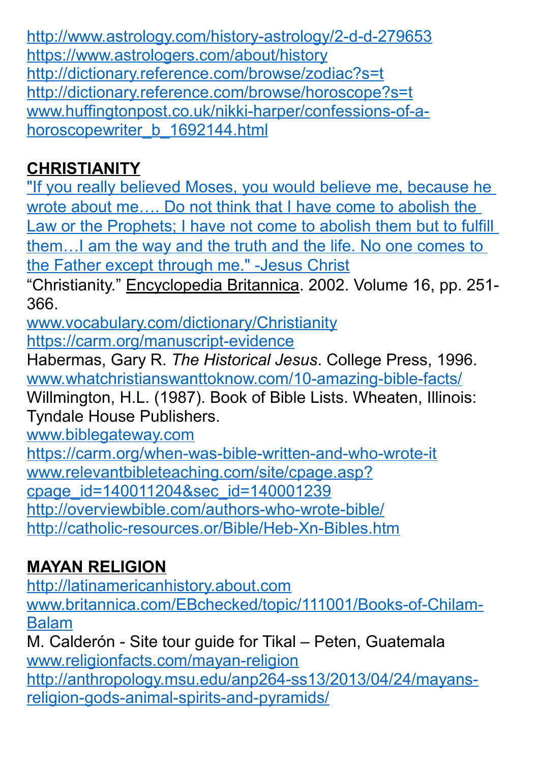http://www.astrology.com/history-astrology/2-d-d-279653
https://www.astrologers.com/about/history
http://dictionary.reference.com/browse/zodiac?s=t
http://dictionary.reference.com/browse/horoscope?s=t
www.huffingtonpost.co.uk/nikki-harper/confessions-of-a-horoscopewriter_b_1692144.html

**CHRISTIANITY**

"If you really believed Moses, you would believe me, because he wrote about me…. Do not think that I have come to abolish the Law or the Prophets; I have not come to abolish them but to fulfill them…I am the way and the truth and the life. No one comes to the Father except through me." -Jesus Christ

"Christianity." Encyclopedia Britannica. 2002. Volume 16, pp. 251-366.

www.vocabulary.com/dictionary/Christianity
https://carm.org/manuscript-evidence

Habermas, Gary R. *The Historical Jesus*. College Press, 1996.

www.whatchristianswanttoknow.com/10-amazing-bible-facts/

Willmington, H.L. (1987). Book of Bible Lists. Wheaton, Illinois: Tyndale House Publishers.

www.biblegateway.com
https://carm.org/when-was-bible-written-and-who-wrote-it
www.relevantbibleteaching.com/site/cpage.asp?cpage_id=140011204&sec_id=140001239
http://overviewbible.com/authors-who-wrote-bible/
http://catholic-resources.or/Bible/Heb-Xn-Bibles.htm

**MAYAN RELIGION**

http://latinamericanhistory.about.com
www.britannica.com/EBchecked/topic/111001/Books-of-Chilam-Balam

M. Calderón - Site tour guide for Tikal – Peten, Guatemala

www.religionfacts.com/mayan-religion
http://anthropology.msu.edu/anp264-ss13/2013/04/24/mayans-religion-gods-animal-spirits-and-pyramids/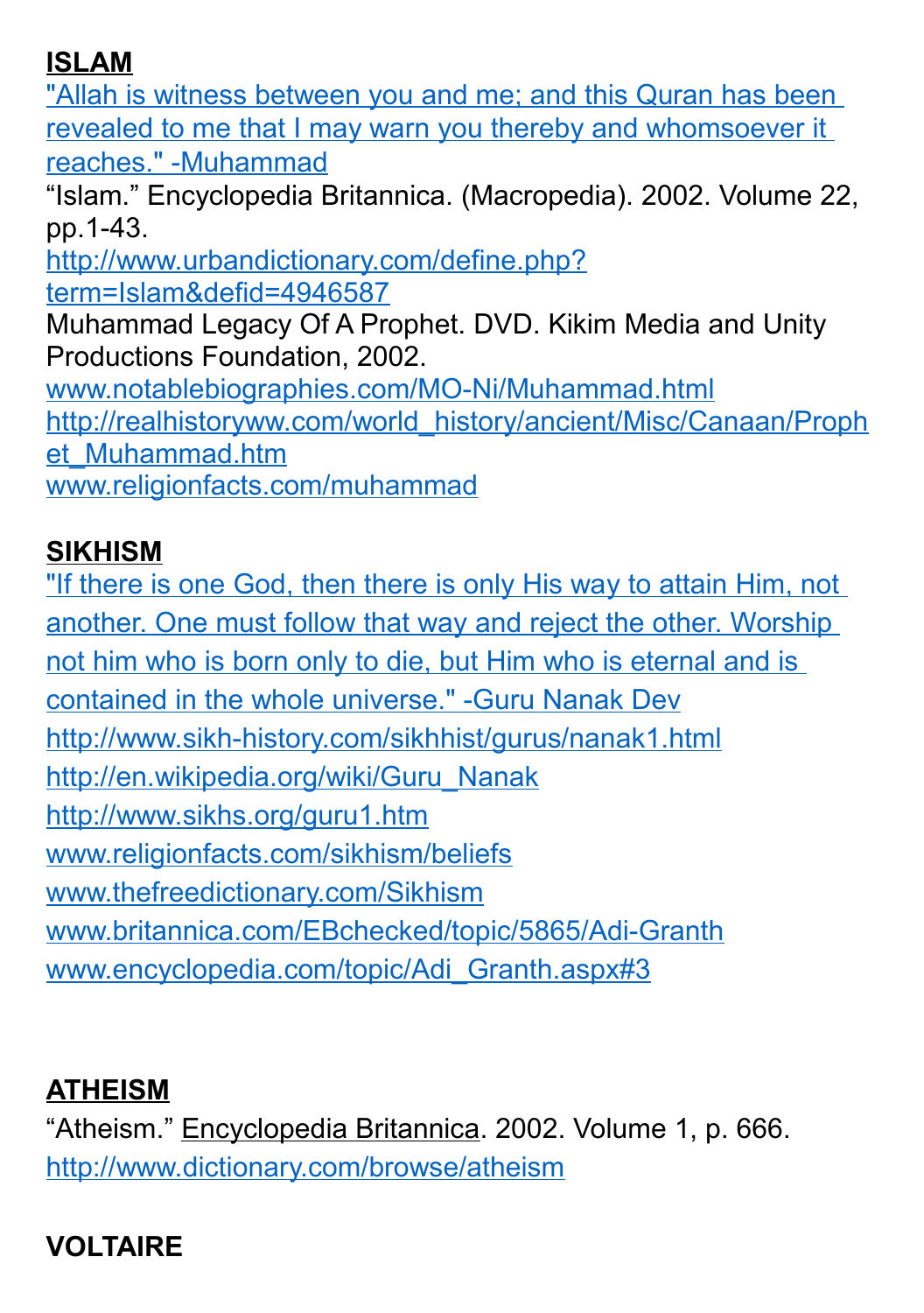**ISLAM**

"Allah is witness between you and me; and this Quran has been revealed to me that I may warn you thereby and whomsoever it reaches." -Muhammad

"Islam." Encyclopedia Britannica. (Macropedia). 2002. Volume 22, pp.1-43.

http://www.urbandictionary.com/define.php?term=Islam&defid=4946587

Muhammad Legacy Of A Prophet. DVD. Kikim Media and Unity Productions Foundation, 2002.

www.notablebiographies.com/MO-Ni/Muhammad.html

http://realhistoryww.com/world_history/ancient/Misc/Canaan/Prophet_Muhammad.htm

www.religionfacts.com/muhammad

**SIKHISM**

"If there is one God, then there is only His way to attain Him, not another. One must follow that way and reject the other. Worship not him who is born only to die, but Him who is eternal and is contained in the whole universe." -Guru Nanak Dev

http://www.sikh-history.com/sikhhist/gurus/nanak1.html

http://en.wikipedia.org/wiki/Guru_Nanak

http://www.sikhs.org/guru1.htm

www.religionfacts.com/sikhism/beliefs

www.thefreedictionary.com/Sikhism

www.britannica.com/EBchecked/topic/5865/Adi-Granth

www.encyclopedia.com/topic/Adi_Granth.aspx#3

**ATHEISM**

"Atheism." Encyclopedia Britannica. 2002. Volume 1, p. 666.

http://www.dictionary.com/browse/atheism

**VOLTAIRE**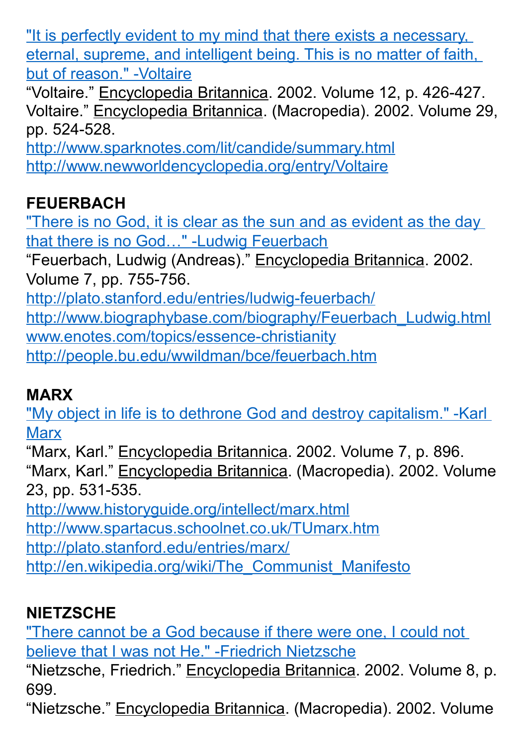"It is perfectly evident to my mind that there exists a necessary, eternal, supreme, and intelligent being. This is no matter of faith, but of reason." -Voltaire

"Voltaire." Encyclopedia Britannica. 2002. Volume 12, p. 426-427.
Voltaire." Encyclopedia Britannica. (Macropedia). 2002. Volume 29, pp. 524-528.
http://www.sparknotes.com/lit/candide/summary.html
http://www.newworldencyclopedia.org/entry/Voltaire

**FEUERBACH**

"There is no God, it is clear as the sun and as evident as the day that there is no God…" -Ludwig Feuerbach

"Feuerbach, Ludwig (Andreas)." Encyclopedia Britannica. 2002. Volume 7, pp. 755-756.
http://plato.stanford.edu/entries/ludwig-feuerbach/
http://www.biographybase.com/biography/Feuerbach_Ludwig.html
www.enotes.com/topics/essence-christianity
http://people.bu.edu/wwildman/bce/feuerbach.htm

**MARX**

"My object in life is to dethrone God and destroy capitalism." -Karl Marx

"Marx, Karl." Encyclopedia Britannica. 2002. Volume 7, p. 896.
"Marx, Karl." Encyclopedia Britannica. (Macropedia). 2002. Volume 23, pp. 531-535.
http://www.historyguide.org/intellect/marx.html
http://www.spartacus.schoolnet.co.uk/TUmarx.htm
http://plato.stanford.edu/entries/marx/
http://en.wikipedia.org/wiki/The_Communist_Manifesto

**NIETZSCHE**

"There cannot be a God because if there were one, I could not believe that I was not He." -Friedrich Nietzsche

"Nietzsche, Friedrich." Encyclopedia Britannica. 2002. Volume 8, p. 699.
"Nietzsche." Encyclopedia Britannica. (Macropedia). 2002. Volume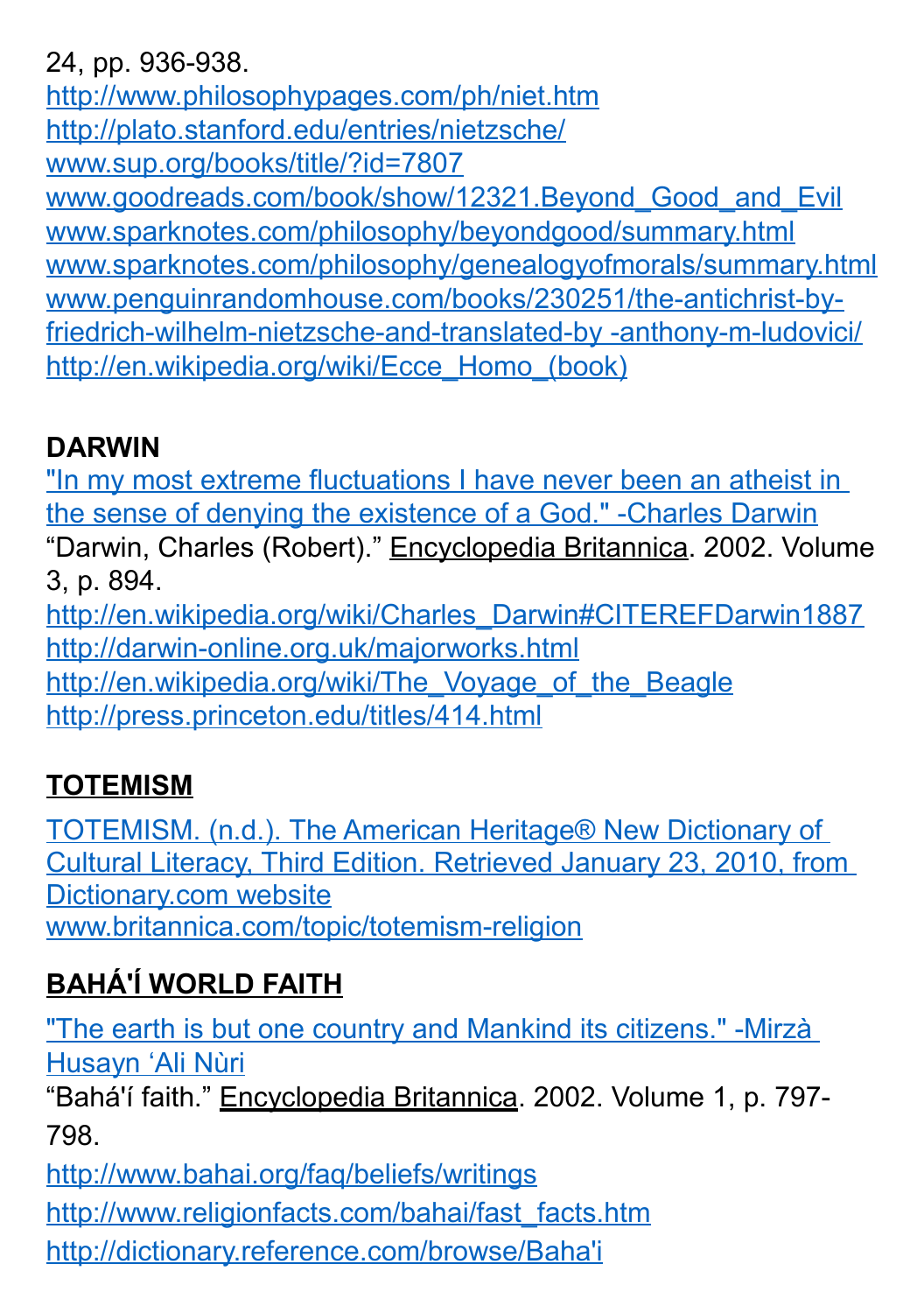24, pp. 936-938.
http://www.philosophypages.com/ph/niet.htm
http://plato.stanford.edu/entries/nietzsche/
www.sup.org/books/title/?id=7807
www.goodreads.com/book/show/12321.Beyond_Good_and_Evil
www.sparknotes.com/philosophy/beyondgood/summary.html
www.sparknotes.com/philosophy/genealogyofmorals/summary.html
www.penguinrandomhouse.com/books/230251/the-antichrist-by-friedrich-wilhelm-nietzsche-and-translated-by -anthony-m-ludovici/
http://en.wikipedia.org/wiki/Ecce_Homo_(book)

**DARWIN**

"In my most extreme fluctuations I have never been an atheist in the sense of denying the existence of a God." -Charles Darwin
"Darwin, Charles (Robert)." Encyclopedia Britannica. 2002. Volume 3, p. 894.
http://en.wikipedia.org/wiki/Charles_Darwin#CITEREFDarwin1887
http://darwin-online.org.uk/majorworks.html
http://en.wikipedia.org/wiki/The_Voyage_of_the_Beagle
http://press.princeton.edu/titles/414.html

**TOTEMISM**

TOTEMISM. (n.d.). The American Heritage® New Dictionary of Cultural Literacy, Third Edition. Retrieved January 23, 2010, from Dictionary.com website
www.britannica.com/topic/totemism-religion

**BAHÁ'Í WORLD FAITH**

"The earth is but one country and Mankind its citizens." -Mirzà Husayn ʻAli Nùri
"Bahá'í faith." Encyclopedia Britannica. 2002. Volume 1, p. 797-798.
http://www.bahai.org/faq/beliefs/writings
http://www.religionfacts.com/bahai/fast_facts.htm
http://dictionary.reference.com/browse/Baha'i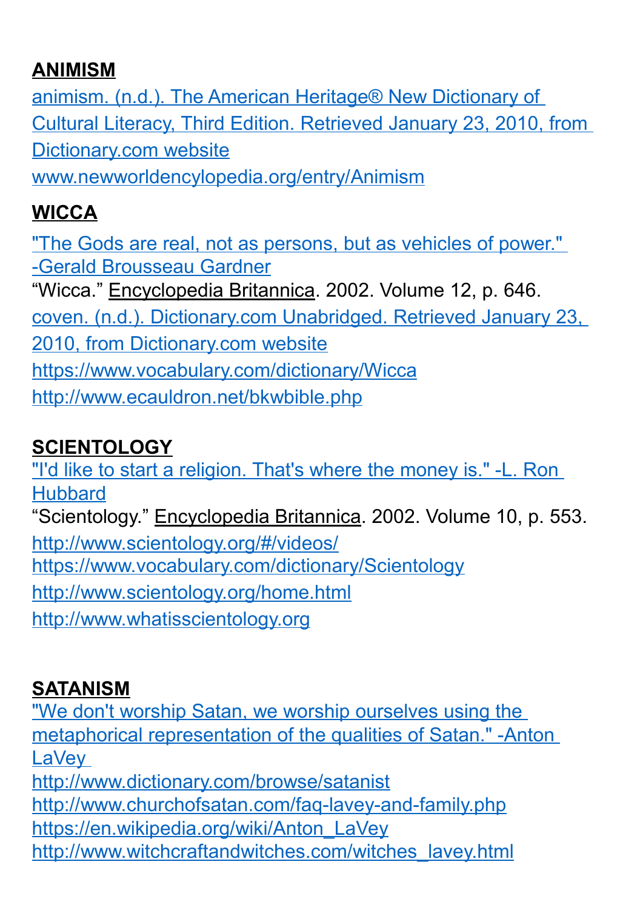**ANIMISM**

animism. (n.d.). The American Heritage® New Dictionary of Cultural Literacy, Third Edition. Retrieved January 23, 2010, from Dictionary.com website

www.newworldencyclopedia.org/entry/Animism

**WICCA**

"The Gods are real, not as persons, but as vehicles of power." -Gerald Brousseau Gardner

"Wicca." Encyclopedia Britannica. 2002. Volume 12, p. 646.

coven. (n.d.). Dictionary.com Unabridged. Retrieved January 23, 2010, from Dictionary.com website

https://www.vocabulary.com/dictionary/Wicca

http://www.ecauldron.net/bkwbible.php

**SCIENTOLOGY**

"I'd like to start a religion. That's where the money is." -L. Ron Hubbard

"Scientology." Encyclopedia Britannica. 2002. Volume 10, p. 553.

http://www.scientology.org/#/videos/

https://www.vocabulary.com/dictionary/Scientology

http://www.scientology.org/home.html

http://www.whatisscientology.org

**SATANISM**

"We don't worship Satan, we worship ourselves using the metaphorical representation of the qualities of Satan." -Anton LaVey

http://www.dictionary.com/browse/satanist

http://www.churchofsatan.com/faq-lavey-and-family.php

https://en.wikipedia.org/wiki/Anton_LaVey

http://www.witchcraftandwitches.com/witches_lavey.html